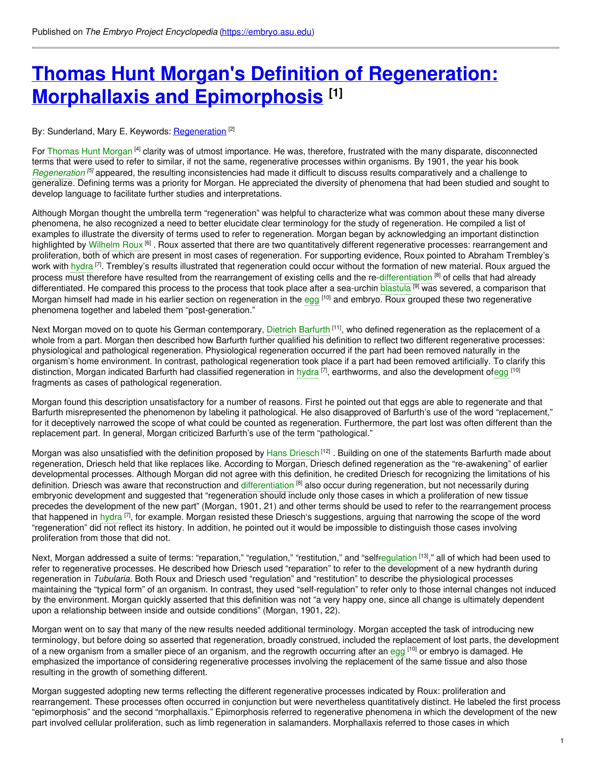Published on *The Embryo Project Encyclopedia* (https://embryo.asu.edu)

# Thomas Hunt Morgan's Definition of Regeneration: Morphallaxis and Epimorphosis [1]

By: Sunderland, Mary E. Keywords: Regeneration [2]

For Thomas Hunt Morgan [4] clarity was of utmost importance. He was, therefore, frustrated with the many disparate, disconnected terms that were used to refer to similar, if not the same, regenerative processes within organisms. By 1901, the year his book *Regeneration* [5] appeared, the resulting inconsistencies had made it difficult to discuss results comparatively and a challenge to generalize. Defining terms was a priority for Morgan. He appreciated the diversity of phenomena that had been studied and sought to develop language to facilitate further studies and interpretations.

Although Morgan thought the umbrella term "regeneration" was helpful to characterize what was common about these many diverse phenomena, he also recognized a need to better elucidate clear terminology for the study of regeneration. He compiled a list of examples to illustrate the diversity of terms used to refer to regeneration. Morgan began by acknowledging an important distinction highlighted by Wilhelm Roux [6] . Roux asserted that there are two quantitatively different regenerative processes: rearrangement and proliferation, both of which are present in most cases of regeneration. For supporting evidence, Roux pointed to Abraham Trembley's work with hydra [7]. Trembley's results illustrated that regeneration could occur without the formation of new material. Roux argued the process must therefore have resulted from the rearrangement of existing cells and the re-differentiation [8] of cells that had already differentiated. He compared this process to the process that took place after a sea-urchin blastula [9] was severed, a comparison that Morgan himself had made in his earlier section on regeneration in the egg [10] and embryo. Roux grouped these two regenerative phenomena together and labeled them "post-generation."

Next Morgan moved on to quote his German contemporary, Dietrich Barfurth [11], who defined regeneration as the replacement of a whole from a part. Morgan then described how Barfurth further qualified his definition to reflect two different regenerative processes: physiological and pathological regeneration. Physiological regeneration occurred if the part had been removed naturally in the organism's home environment. In contrast, pathological regeneration took place if a part had been removed artificially. To clarify this distinction, Morgan indicated Barfurth had classified regeneration in hydra [7], earthworms, and also the development of egg [10] fragments as cases of pathological regeneration.

Morgan found this description unsatisfactory for a number of reasons. First he pointed out that eggs are able to regenerate and that Barfurth misrepresented the phenomenon by labeling it pathological. He also disapproved of Barfurth's use of the word "replacement," for it deceptively narrowed the scope of what could be counted as regeneration. Furthermore, the part lost was often different than the replacement part. In general, Morgan criticized Barfurth's use of the term "pathological."

Morgan was also unsatisfied with the definition proposed by Hans Driesch [12] . Building on one of the statements Barfurth made about regeneration, Driesch held that like replaces like. According to Morgan, Driesch defined regeneration as the "re-awakening" of earlier developmental processes. Although Morgan did not agree with this definition, he credited Driesch for recognizing the limitations of his definition. Driesch was aware that reconstruction and differentiation [8] also occur during regeneration, but not necessarily during embryonic development and suggested that "regeneration should include only those cases in which a proliferation of new tissue precedes the development of the new part" (Morgan, 1901, 21) and other terms should be used to refer to the rearrangement process that happened in hydra [7], for example. Morgan resisted these Driesch's suggestions, arguing that narrowing the scope of the word "regeneration" did not reflect its history. In addition, he pointed out it would be impossible to distinguish those cases involving proliferation from those that did not.

Next, Morgan addressed a suite of terms: "reparation," "regulation," "restitution," and "self-regulation [13]," all of which had been used to refer to regenerative processes. He described how Driesch used "reparation" to refer to the development of a new hydranth during regeneration in *Tubularia*. Both Roux and Driesch used "regulation" and "restitution" to describe the physiological processes maintaining the "typical form" of an organism. In contrast, they used "self-regulation" to refer only to those internal changes not induced by the environment. Morgan quickly asserted that this definition was not "a very happy one, since all change is ultimately dependent upon a relationship between inside and outside conditions" (Morgan, 1901, 22).

Morgan went on to say that many of the new results needed additional terminology. Morgan accepted the task of introducing new terminology, but before doing so asserted that regeneration, broadly construed, included the replacement of lost parts, the development of a new organism from a smaller piece of an organism, and the regrowth occurring after an egg [10] or embryo is damaged. He emphasized the importance of considering regenerative processes involving the replacement of the same tissue and also those resulting in the growth of something different.

Morgan suggested adopting new terms reflecting the different regenerative processes indicated by Roux: proliferation and rearrangement. These processes often occurred in conjunction but were nevertheless quantitatively distinct. He labeled the first process "epimorphosis" and the second "morphallaxis." Epimorphosis referred to regenerative phenomena in which the development of the new part involved cellular proliferation, such as limb regeneration in salamanders. Morphallaxis referred to those cases in which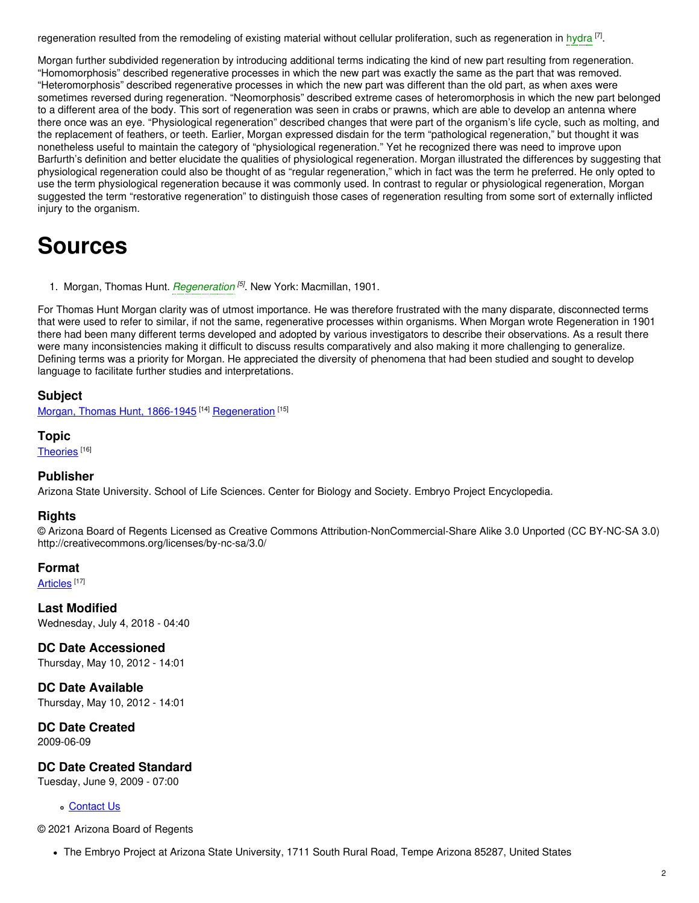regeneration resulted from the remodeling of existing material without cellular proliferation, such as regeneration in hydra [7].

Morgan further subdivided regeneration by introducing additional terms indicating the kind of new part resulting from regeneration. “Homomorphosis” described regenerative processes in which the new part was exactly the same as the part that was removed. “Heteromorphosis” described regenerative processes in which the new part was different than the old part, as when axes were sometimes reversed during regeneration. “Neomorphosis” described extreme cases of heteromorphosis in which the new part belonged to a different area of the body. This sort of regeneration was seen in crabs or prawns, which are able to develop an antenna where there once was an eye. “Physiological regeneration” described changes that were part of the organism’s life cycle, such as molting, and the replacement of feathers, or teeth. Earlier, Morgan expressed disdain for the term “pathological regeneration,” but thought it was nonetheless useful to maintain the category of “physiological regeneration.” Yet he recognized there was need to improve upon Barfurth’s definition and better elucidate the qualities of physiological regeneration. Morgan illustrated the differences by suggesting that physiological regeneration could also be thought of as “regular regeneration,” which in fact was the term he preferred. He only opted to use the term physiological regeneration because it was commonly used. In contrast to regular or physiological regeneration, Morgan suggested the term “restorative regeneration” to distinguish those cases of regeneration resulting from some sort of externally inflicted injury to the organism.

# Sources

1. Morgan, Thomas Hunt. *Regeneration* [5]. New York: Macmillan, 1901.

For Thomas Hunt Morgan clarity was of utmost importance. He was therefore frustrated with the many disparate, disconnected terms that were used to refer to similar, if not the same, regenerative processes within organisms. When Morgan wrote Regeneration in 1901 there had been many different terms developed and adopted by various investigators to describe their observations. As a result there were many inconsistencies making it difficult to discuss results comparatively and also making it more challenging to generalize. Defining terms was a priority for Morgan. He appreciated the diversity of phenomena that had been studied and sought to develop language to facilitate further studies and interpretations.

### Subject

Morgan, Thomas Hunt, 1866-1945 [14] Regeneration [15]

### Topic

Theories [16]

### Publisher

Arizona State University. School of Life Sciences. Center for Biology and Society. Embryo Project Encyclopedia.

### Rights

© Arizona Board of Regents Licensed as Creative Commons Attribution-NonCommercial-Share Alike 3.0 Unported (CC BY-NC-SA 3.0) http://creativecommons.org/licenses/by-nc-sa/3.0/

### Format

Articles [17]

### Last Modified

Wednesday, July 4, 2018 - 04:40

### DC Date Accessioned

Thursday, May 10, 2012 - 14:01

### DC Date Available

Thursday, May 10, 2012 - 14:01

### DC Date Created

2009-06-09

### DC Date Created Standard

Tuesday, June 9, 2009 - 07:00

- Contact Us

© 2021 Arizona Board of Regents

- The Embryo Project at Arizona State University, 1711 South Rural Road, Tempe Arizona 85287, United States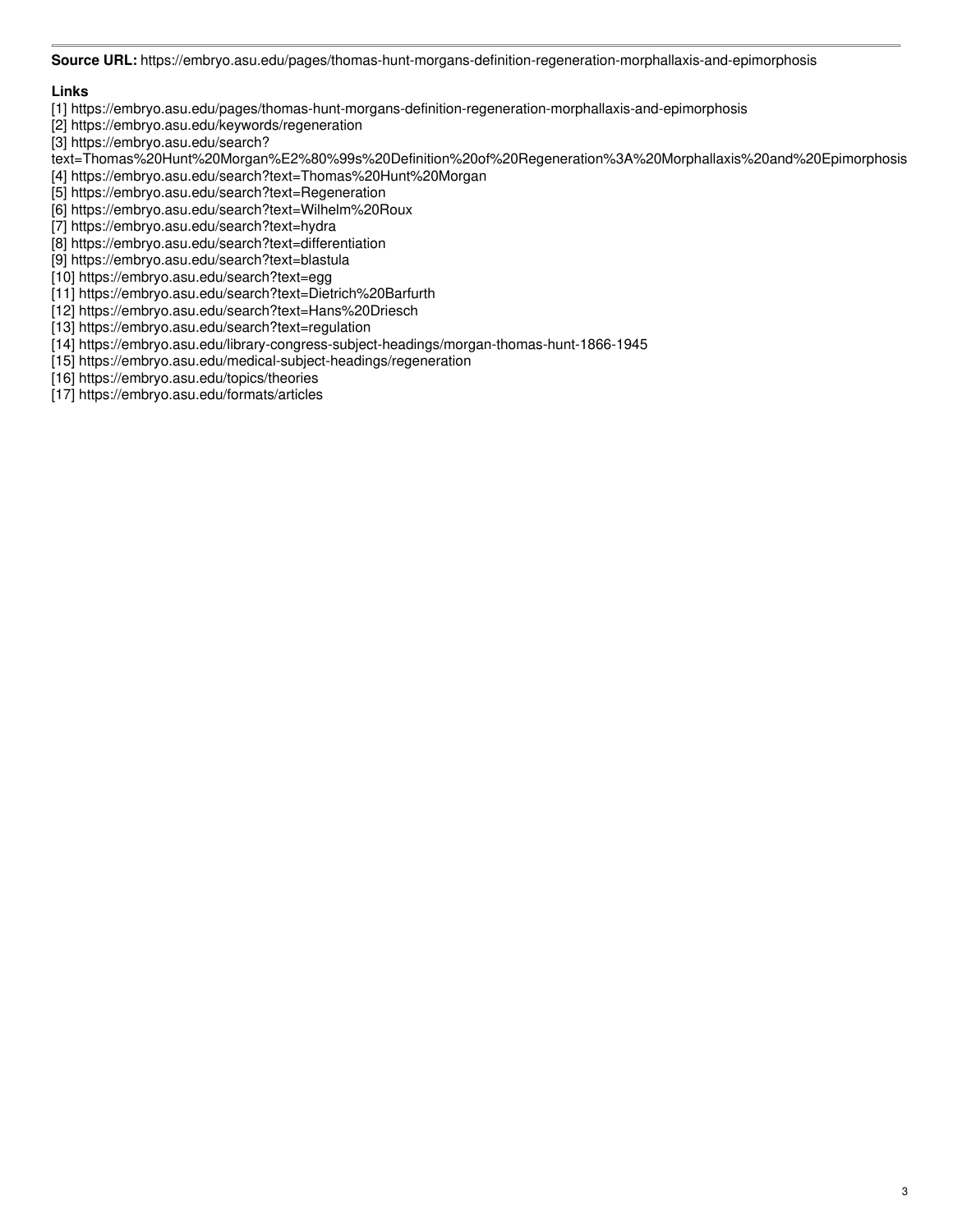**Source URL:** https://embryo.asu.edu/pages/thomas-hunt-morgans-definition-regeneration-morphallaxis-and-epimorphosis

**Links**

[1] https://embryo.asu.edu/pages/thomas-hunt-morgans-definition-regeneration-morphallaxis-and-epimorphosis
[2] https://embryo.asu.edu/keywords/regeneration
[3] https://embryo.asu.edu/search?text=Thomas%20Hunt%20Morgan%E2%80%99s%20Definition%20of%20Regeneration%3A%20Morphallaxis%20and%20Epimorphosis
[4] https://embryo.asu.edu/search?text=Thomas%20Hunt%20Morgan
[5] https://embryo.asu.edu/search?text=Regeneration
[6] https://embryo.asu.edu/search?text=Wilhelm%20Roux
[7] https://embryo.asu.edu/search?text=hydra
[8] https://embryo.asu.edu/search?text=differentiation
[9] https://embryo.asu.edu/search?text=blastula
[10] https://embryo.asu.edu/search?text=egg
[11] https://embryo.asu.edu/search?text=Dietrich%20Barfurth
[12] https://embryo.asu.edu/search?text=Hans%20Driesch
[13] https://embryo.asu.edu/search?text=regulation
[14] https://embryo.asu.edu/library-congress-subject-headings/morgan-thomas-hunt-1866-1945
[15] https://embryo.asu.edu/medical-subject-headings/regeneration
[16] https://embryo.asu.edu/topics/theories
[17] https://embryo.asu.edu/formats/articles